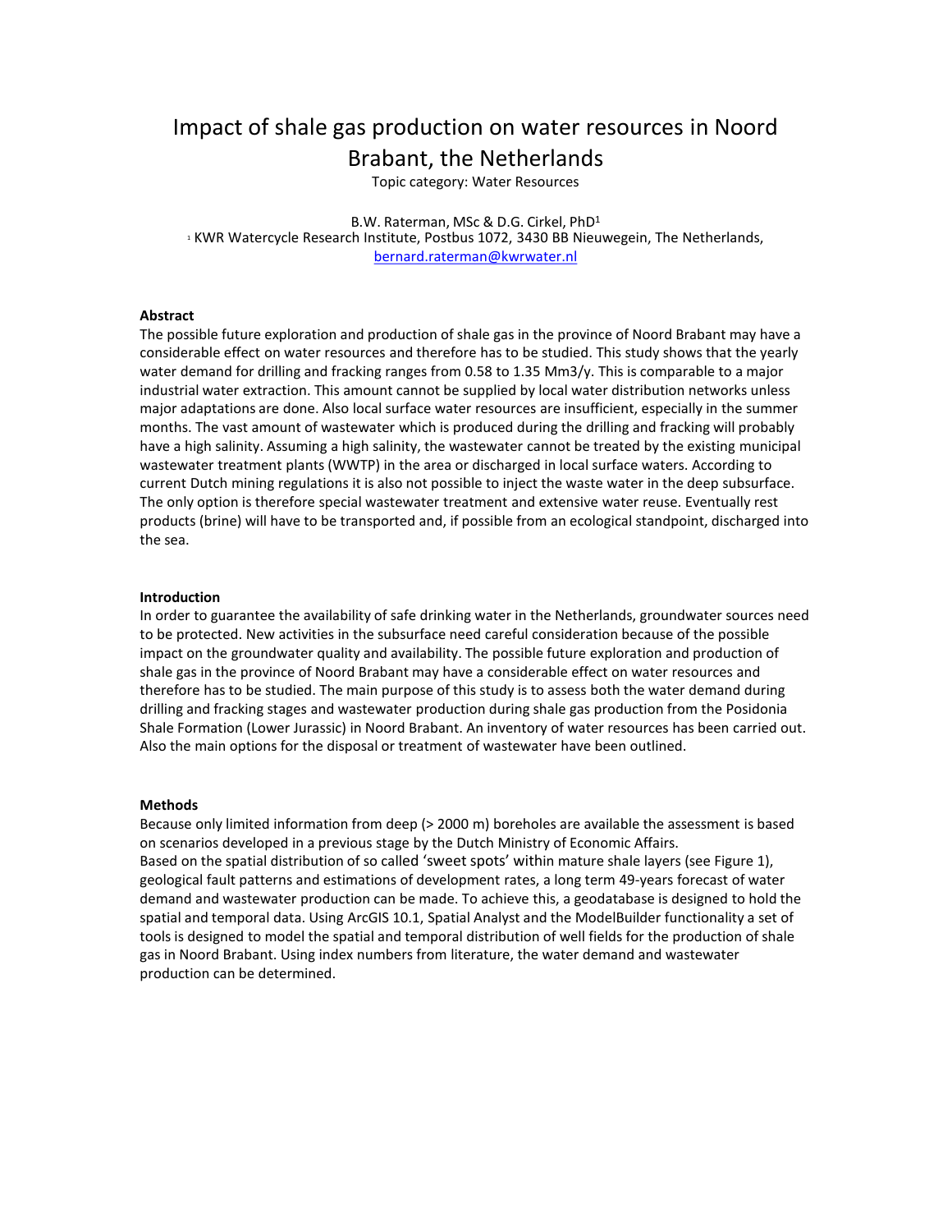# Impact of shale gas production on water resources in Noord Brabant, the Netherlands

Topic category: Water Resources

B.W. Raterman, MSc & D.G. Cirkel, PhD[1]

[1] KWR Watercycle Research Institute, Postbus 1072, 3430 BB Nieuwegein, The Netherlands, bernard.raterman@kwrwater.nl

### Abstract

The possible future exploration and production of shale gas in the province of Noord Brabant may have a considerable effect on water resources and therefore has to be studied. This study shows that the yearly water demand for drilling and fracking ranges from 0.58 to 1.35 Mm3/y. This is comparable to a major industrial water extraction. This amount cannot be supplied by local water distribution networks unless major adaptations are done. Also local surface water resources are insufficient, especially in the summer months. The vast amount of wastewater which is produced during the drilling and fracking will probably have a high salinity. Assuming a high salinity, the wastewater cannot be treated by the existing municipal wastewater treatment plants (WWTP) in the area or discharged in local surface waters. According to current Dutch mining regulations it is also not possible to inject the waste water in the deep subsurface. The only option is therefore special wastewater treatment and extensive water reuse. Eventually rest products (brine) will have to be transported and, if possible from an ecological standpoint, discharged into the sea.

### Introduction

In order to guarantee the availability of safe drinking water in the Netherlands, groundwater sources need to be protected. New activities in the subsurface need careful consideration because of the possible impact on the groundwater quality and availability. The possible future exploration and production of shale gas in the province of Noord Brabant may have a considerable effect on water resources and therefore has to be studied. The main purpose of this study is to assess both the water demand during drilling and fracking stages and wastewater production during shale gas production from the Posidonia Shale Formation (Lower Jurassic) in Noord Brabant. An inventory of water resources has been carried out. Also the main options for the disposal or treatment of wastewater have been outlined.

### Methods

Because only limited information from deep (> 2000 m) boreholes are available the assessment is based on scenarios developed in a previous stage by the Dutch Ministry of Economic Affairs.
Based on the spatial distribution of so called 'sweet spots' within mature shale layers (see Figure 1), geological fault patterns and estimations of development rates, a long term 49-years forecast of water demand and wastewater production can be made. To achieve this, a geodatabase is designed to hold the spatial and temporal data. Using ArcGIS 10.1, Spatial Analyst and the ModelBuilder functionality a set of tools is designed to model the spatial and temporal distribution of well fields for the production of shale gas in Noord Brabant. Using index numbers from literature, the water demand and wastewater production can be determined.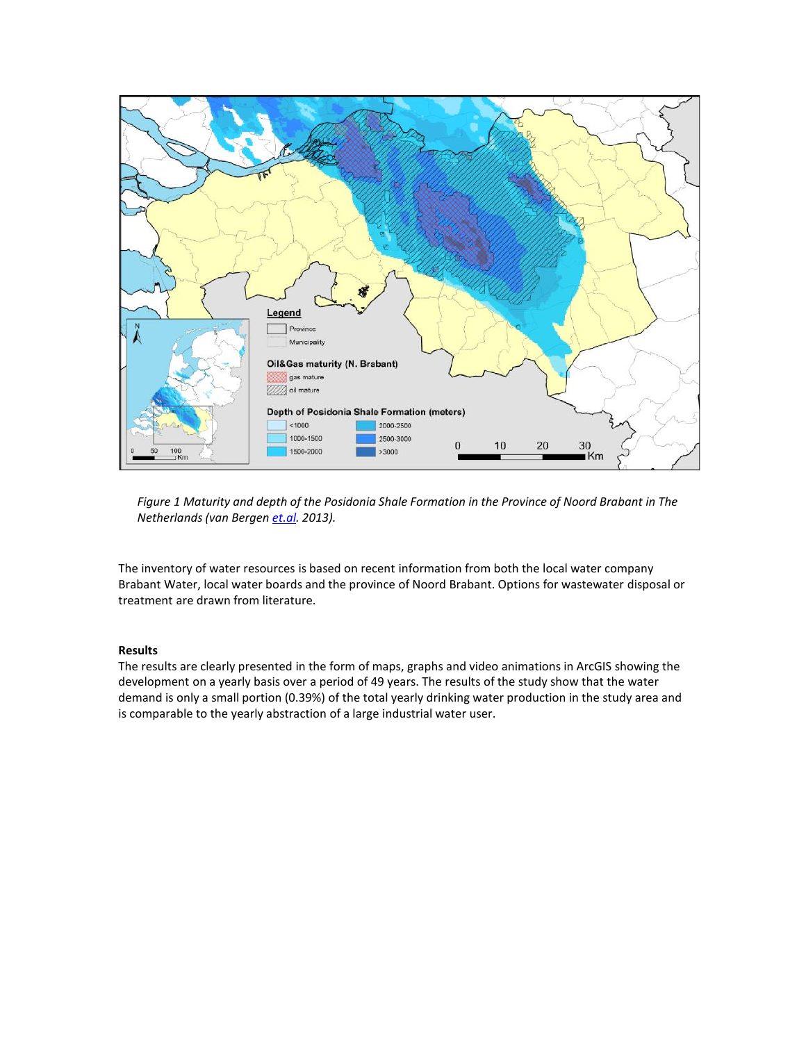*Figure 1 Maturity and depth of the Posidonia Shale Formation in the Province of Noord Brabant in The Netherlands (van Bergen et.al. 2013).*

The inventory of water resources is based on recent information from both the local water company Brabant Water, local water boards and the province of Noord Brabant. Options for wastewater disposal or treatment are drawn from literature.

**Results**

The results are clearly presented in the form of maps, graphs and video animations in ArcGIS showing the development on a yearly basis over a period of 49 years. The results of the study show that the water demand is only a small portion (0.39%) of the total yearly drinking water production in the study area and is comparable to the yearly abstraction of a large industrial water user.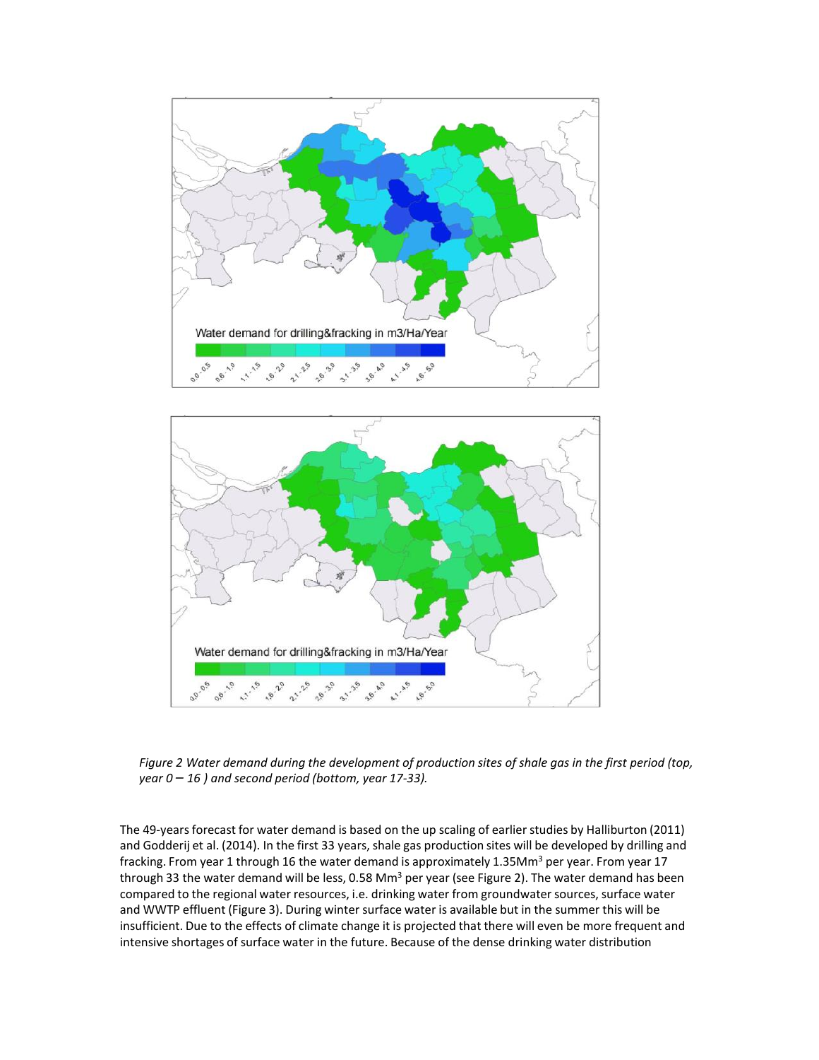*Figure 2 Water demand during the development of production sites of shale gas in the first period (top, year 0 – 16 ) and second period (bottom, year 17-33).*

The 49-years forecast for water demand is based on the up scaling of earlier studies by Halliburton (2011) and Godderij et al. (2014). In the first 33 years, shale gas production sites will be developed by drilling and fracking. From year 1 through 16 the water demand is approximately 1.35Mm$^3$ per year. From year 17 through 33 the water demand will be less, 0.58 Mm$^3$ per year (see Figure 2). The water demand has been compared to the regional water resources, i.e. drinking water from groundwater sources, surface water and WWTP effluent (Figure 3). During winter surface water is available but in the summer this will be insufficient. Due to the effects of climate change it is projected that there will even be more frequent and intensive shortages of surface water in the future. Because of the dense drinking water distribution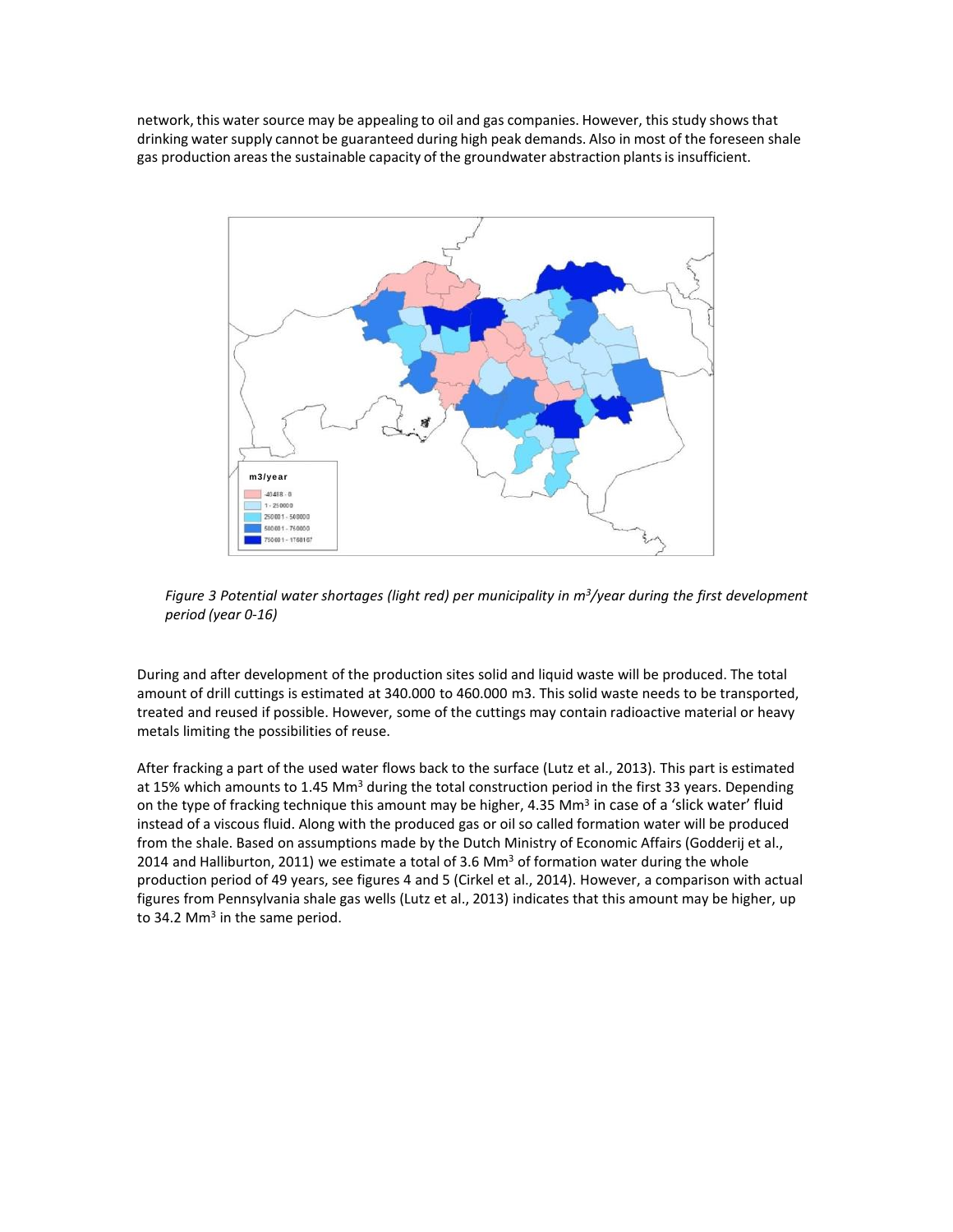network, this water source may be appealing to oil and gas companies. However, this study shows that drinking water supply cannot be guaranteed during high peak demands. Also in most of the foreseen shale gas production areas the sustainable capacity of the groundwater abstraction plants is insufficient.

*Figure 3 Potential water shortages (light red) per municipality in $m^3$/year during the first development period (year 0-16)*

During and after development of the production sites solid and liquid waste will be produced. The total amount of drill cuttings is estimated at 340.000 to 460.000 m3. This solid waste needs to be transported, treated and reused if possible. However, some of the cuttings may contain radioactive material or heavy metals limiting the possibilities of reuse.

After fracking a part of the used water flows back to the surface (Lutz et al., 2013). This part is estimated at 15% which amounts to 1.45 $Mm^3$ during the total construction period in the first 33 years. Depending on the type of fracking technique this amount may be higher, 4.35 $Mm^3$ in case of a 'slick water' fluid instead of a viscous fluid. Along with the produced gas or oil so called formation water will be produced from the shale. Based on assumptions made by the Dutch Ministry of Economic Affairs (Godderij et al., 2014 and Halliburton, 2011) we estimate a total of 3.6 $Mm^3$ of formation water during the whole production period of 49 years, see figures 4 and 5 (Cirkel et al., 2014). However, a comparison with actual figures from Pennsylvania shale gas wells (Lutz et al., 2013) indicates that this amount may be higher, up to 34.2 $Mm^3$ in the same period.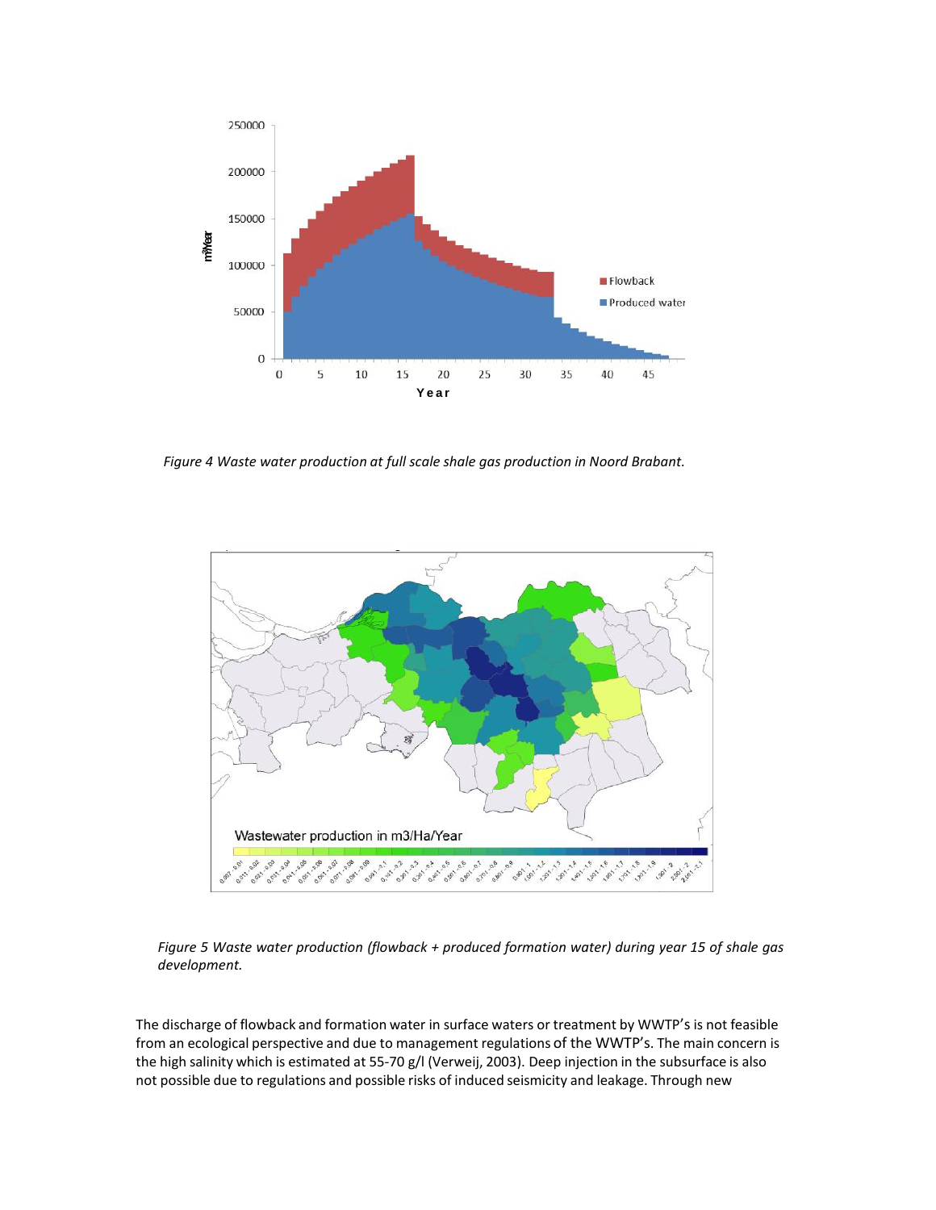*Figure 4 Waste water production at full scale shale gas production in Noord Brabant.*

*Figure 5 Waste water production (flowback + produced formation water) during year 15 of shale gas development.*

The discharge of flowback and formation water in surface waters or treatment by WWTP's is not feasible from an ecological perspective and due to management regulations of the WWTP's. The main concern is the high salinity which is estimated at 55-70 g/l (Verweij, 2003). Deep injection in the subsurface is also not possible due to regulations and possible risks of induced seismicity and leakage. Through new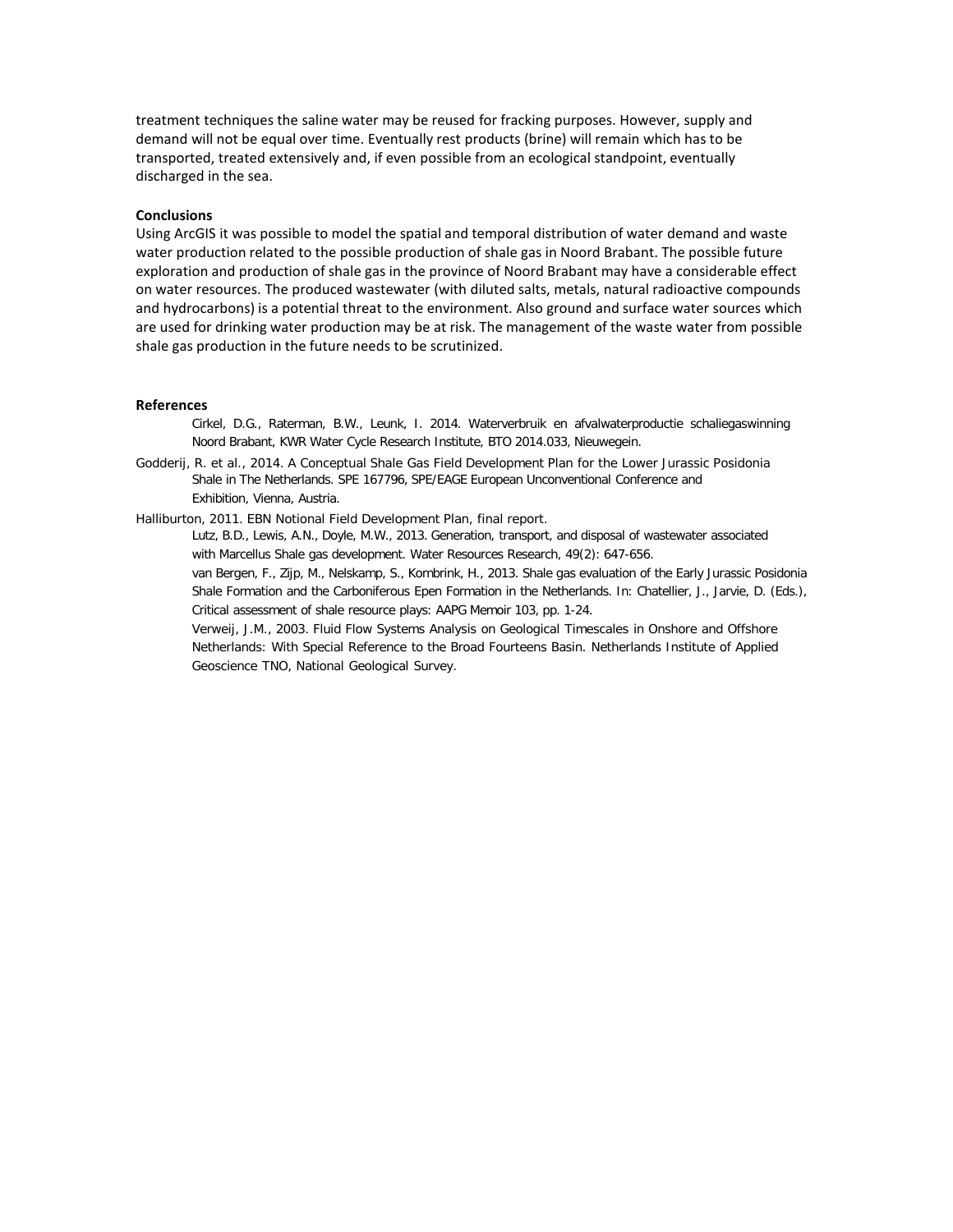treatment techniques the saline water may be reused for fracking purposes. However, supply and demand will not be equal over time. Eventually rest products (brine) will remain which has to be transported, treated extensively and, if even possible from an ecological standpoint, eventually discharged in the sea.

**Conclusions**

Using ArcGIS it was possible to model the spatial and temporal distribution of water demand and waste water production related to the possible production of shale gas in Noord Brabant. The possible future exploration and production of shale gas in the province of Noord Brabant may have a considerable effect on water resources. The produced wastewater (with diluted salts, metals, natural radioactive compounds and hydrocarbons) is a potential threat to the environment. Also ground and surface water sources which are used for drinking water production may be at risk. The management of the waste water from possible shale gas production in the future needs to be scrutinized.

**References**

Cirkel, D.G., Raterman, B.W., Leunk, I. 2014. Waterverbruik en afvalwaterproductie schaliegaswinning Noord Brabant, KWR Water Cycle Research Institute, BTO 2014.033, Nieuwegein.

Godderij, R. et al., 2014. A Conceptual Shale Gas Field Development Plan for the Lower Jurassic Posidonia Shale in The Netherlands. SPE 167796, SPE/EAGE European Unconventional Conference and Exhibition, Vienna, Austria.

Halliburton, 2011. EBN Notional Field Development Plan, final report.

Lutz, B.D., Lewis, A.N., Doyle, M.W., 2013. Generation, transport, and disposal of wastewater associated with Marcellus Shale gas development. Water Resources Research, 49(2): 647-656.

van Bergen, F., Zijp, M., Nelskamp, S., Kombrink, H., 2013. Shale gas evaluation of the Early Jurassic Posidonia Shale Formation and the Carboniferous Epen Formation in the Netherlands. In: Chatellier, J., Jarvie, D. (Eds.), Critical assessment of shale resource plays: AAPG Memoir 103, pp. 1-24.

Verweij, J.M., 2003. Fluid Flow Systems Analysis on Geological Timescales in Onshore and Offshore Netherlands: With Special Reference to the Broad Fourteens Basin. Netherlands Institute of Applied Geoscience TNO, National Geological Survey.